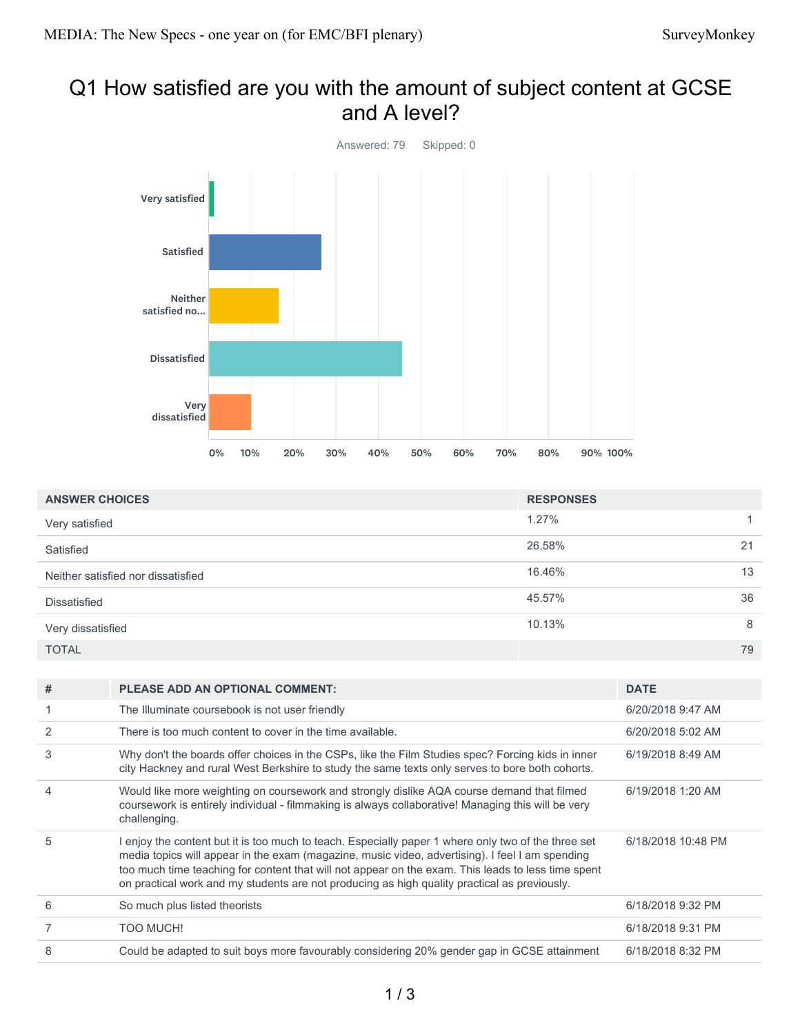# Q1 How satisfied are you with the amount of subject content at GCSE and A level?

Answered: 79 Skipped: 0

| ANSWER CHOICES | RESPONSES | |
|---|---|---|
| Very satisfied | 1.27% | 1 |
| Satisfied | 26.58% | 21 |
| Neither satisfied nor dissatisfied | 16.46% | 13 |
| Dissatisfied | 45.57% | 36 |
| Very dissatisfied | 10.13% | 8 |
| TOTAL | | 79 |

| # | PLEASE ADD AN OPTIONAL COMMENT: | DATE |
|---|---|---|
| 1 | The Illuminate coursebook is not user friendly | 6/20/2018 9:47 AM |
| 2 | There is too much content to cover in the time available. | 6/20/2018 5:02 AM |
| 3 | Why don't the boards offer choices in the CSPs, like the Film Studies spec? Forcing kids in inner city Hackney and rural West Berkshire to study the same texts only serves to bore both cohorts. | 6/19/2018 8:49 AM |
| 4 | Would like more weighting on coursework and strongly dislike AQA course demand that filmed coursework is entirely individual - filmmaking is always collaborative! Managing this will be very challenging. | 6/19/2018 1:20 AM |
| 5 | I enjoy the content but it is too much to teach. Especially paper 1 where only two of the three set media topics will appear in the exam (magazine, music video, advertising). I feel I am spending too much time teaching for content that will not appear on the exam. This leads to less time spent on practical work and my students are not producing as high quality practical as previously. | 6/18/2018 10:48 PM |
| 6 | So much plus listed theorists | 6/18/2018 9:32 PM |
| 7 | TOO MUCH! | 6/18/2018 9:31 PM |
| 8 | Could be adapted to suit boys more favourably considering 20% gender gap in GCSE attainment | 6/18/2018 8:32 PM |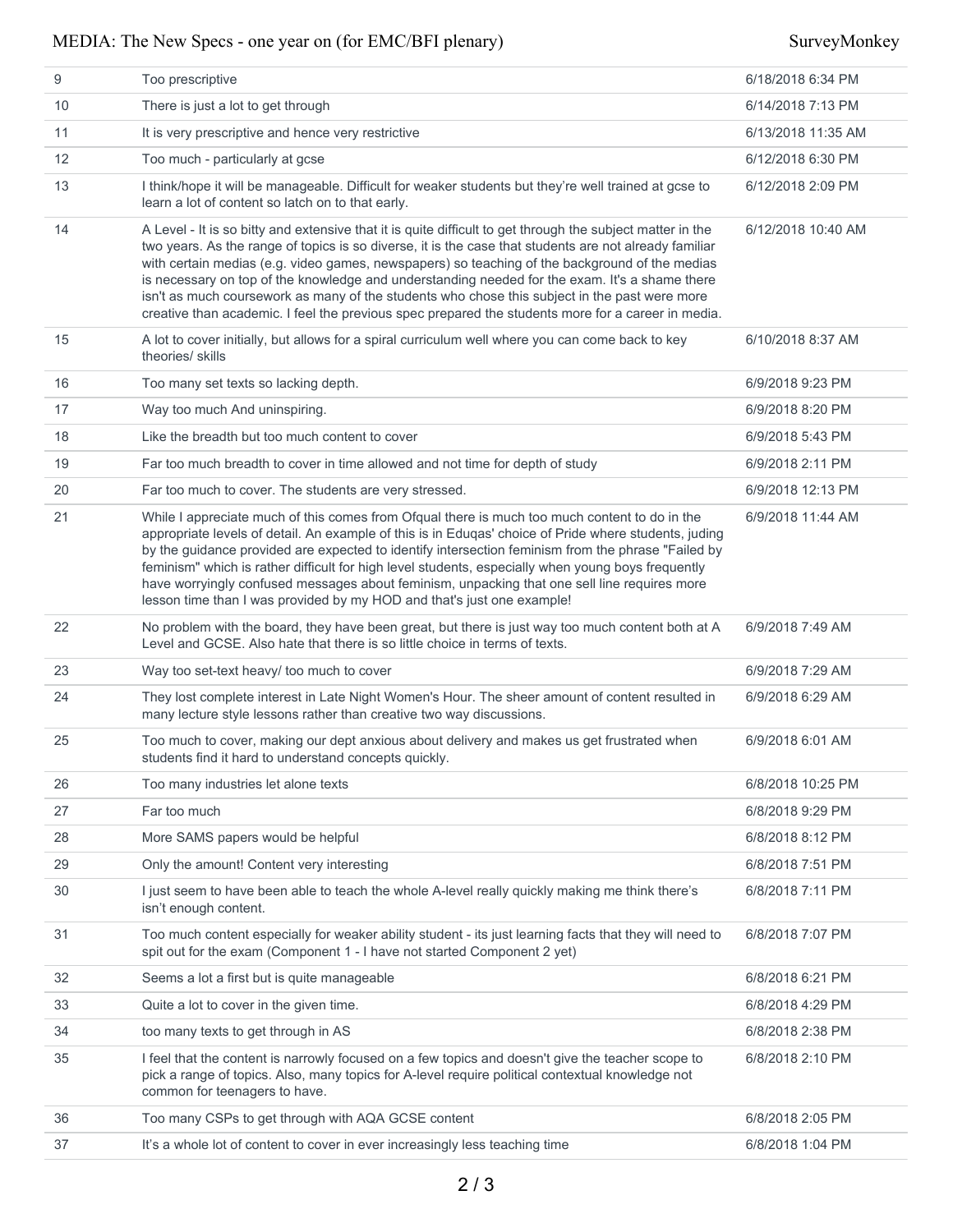| | | |
|---|---|---|
| 9 | Too prescriptive | 6/18/2018 6:34 PM |
| 10 | There is just a lot to get through | 6/14/2018 7:13 PM |
| 11 | It is very prescriptive and hence very restrictive | 6/13/2018 11:35 AM |
| 12 | Too much - particularly at gcse | 6/12/2018 6:30 PM |
| 13 | I think/hope it will be manageable. Difficult for weaker students but they're well trained at gcse to learn a lot of content so latch on to that early. | 6/12/2018 2:09 PM |
| 14 | A Level - It is so bitty and extensive that it is quite difficult to get through the subject matter in the two years. As the range of topics is so diverse, it is the case that students are not already familiar with certain medias (e.g. video games, newspapers) so teaching of the background of the medias is necessary on top of the knowledge and understanding needed for the exam. It's a shame there isn't as much coursework as many of the students who chose this subject in the past were more creative than academic. I feel the previous spec prepared the students more for a career in media. | 6/12/2018 10:40 AM |
| 15 | A lot to cover initially, but allows for a spiral curriculum well where you can come back to key theories/ skills | 6/10/2018 8:37 AM |
| 16 | Too many set texts so lacking depth. | 6/9/2018 9:23 PM |
| 17 | Way too much And uninspiring. | 6/9/2018 8:20 PM |
| 18 | Like the breadth but too much content to cover | 6/9/2018 5:43 PM |
| 19 | Far too much breadth to cover in time allowed and not time for depth of study | 6/9/2018 2:11 PM |
| 20 | Far too much to cover. The students are very stressed. | 6/9/2018 12:13 PM |
| 21 | While I appreciate much of this comes from Ofqual there is much too much content to do in the appropriate levels of detail. An example of this is in Eduqas' choice of Pride where students, juding by the guidance provided are expected to identify intersection feminism from the phrase "Failed by feminism" which is rather difficult for high level students, especially when young boys frequently have worryingly confused messages about feminism, unpacking that one sell line requires more lesson time than I was provided by my HOD and that's just one example! | 6/9/2018 11:44 AM |
| 22 | No problem with the board, they have been great, but there is just way too much content both at A Level and GCSE. Also hate that there is so little choice in terms of texts. | 6/9/2018 7:49 AM |
| 23 | Way too set-text heavy/ too much to cover | 6/9/2018 7:29 AM |
| 24 | They lost complete interest in Late Night Women's Hour. The sheer amount of content resulted in many lecture style lessons rather than creative two way discussions. | 6/9/2018 6:29 AM |
| 25 | Too much to cover, making our dept anxious about delivery and makes us get frustrated when students find it hard to understand concepts quickly. | 6/9/2018 6:01 AM |
| 26 | Too many industries let alone texts | 6/8/2018 10:25 PM |
| 27 | Far too much | 6/8/2018 9:29 PM |
| 28 | More SAMS papers would be helpful | 6/8/2018 8:12 PM |
| 29 | Only the amount! Content very interesting | 6/8/2018 7:51 PM |
| 30 | I just seem to have been able to teach the whole A-level really quickly making me think there's isn't enough content. | 6/8/2018 7:11 PM |
| 31 | Too much content especially for weaker ability student - its just learning facts that they will need to spit out for the exam (Component 1 - I have not started Component 2 yet) | 6/8/2018 7:07 PM |
| 32 | Seems a lot a first but is quite manageable | 6/8/2018 6:21 PM |
| 33 | Quite a lot to cover in the given time. | 6/8/2018 4:29 PM |
| 34 | too many texts to get through in AS | 6/8/2018 2:38 PM |
| 35 | I feel that the content is narrowly focused on a few topics and doesn't give the teacher scope to pick a range of topics. Also, many topics for A-level require political contextual knowledge not common for teenagers to have. | 6/8/2018 2:10 PM |
| 36 | Too many CSPs to get through with AQA GCSE content | 6/8/2018 2:05 PM |
| 37 | It's a whole lot of content to cover in ever increasingly less teaching time | 6/8/2018 1:04 PM |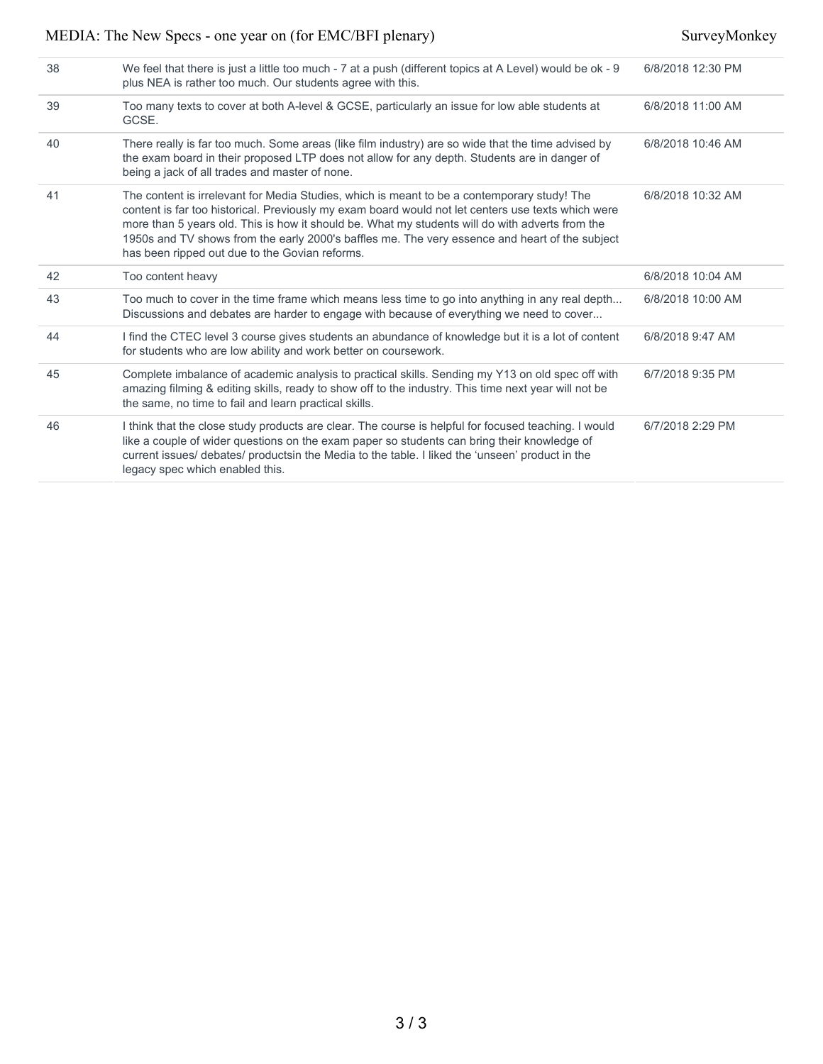| | | |
|---|---|---|
| 38 | We feel that there is just a little too much - 7 at a push (different topics at A Level) would be ok - 9 plus NEA is rather too much. Our students agree with this. | 6/8/2018 12:30 PM |
| 39 | Too many texts to cover at both A-level & GCSE, particularly an issue for low able students at GCSE. | 6/8/2018 11:00 AM |
| 40 | There really is far too much. Some areas (like film industry) are so wide that the time advised by the exam board in their proposed LTP does not allow for any depth. Students are in danger of being a jack of all trades and master of none. | 6/8/2018 10:46 AM |
| 41 | The content is irrelevant for Media Studies, which is meant to be a contemporary study! The content is far too historical. Previously my exam board would not let centers use texts which were more than 5 years old. This is how it should be. What my students will do with adverts from the 1950s and TV shows from the early 2000's baffles me. The very essence and heart of the subject has been ripped out due to the Govian reforms. | 6/8/2018 10:32 AM |
| 42 | Too content heavy | 6/8/2018 10:04 AM |
| 43 | Too much to cover in the time frame which means less time to go into anything in any real depth... Discussions and debates are harder to engage with because of everything we need to cover... | 6/8/2018 10:00 AM |
| 44 | I find the CTEC level 3 course gives students an abundance of knowledge but it is a lot of content for students who are low ability and work better on coursework. | 6/8/2018 9:47 AM |
| 45 | Complete imbalance of academic analysis to practical skills. Sending my Y13 on old spec off with amazing filming & editing skills, ready to show off to the industry. This time next year will not be the same, no time to fail and learn practical skills. | 6/7/2018 9:35 PM |
| 46 | I think that the close study products are clear. The course is helpful for focused teaching. I would like a couple of wider questions on the exam paper so students can bring their knowledge of current issues/ debates/ productsin the Media to the table. I liked the 'unseen' product in the legacy spec which enabled this. | 6/7/2018 2:29 PM |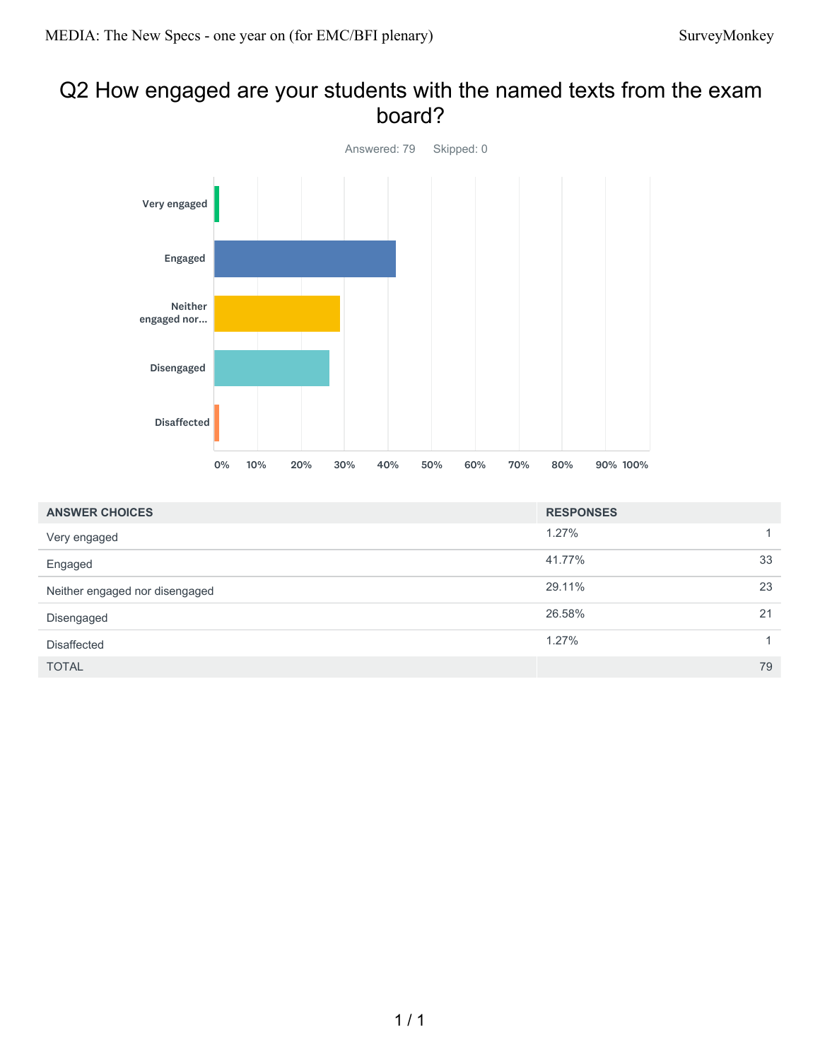## Q2 How engaged are your students with the named texts from the exam board?

Answered: 79 Skipped: 0

| ANSWER CHOICES | RESPONSES | |
|---|---|---|
| Very engaged | 1.27% | 1 |
| Engaged | 41.77% | 33 |
| Neither engaged nor disengaged | 29.11% | 23 |
| Disengaged | 26.58% | 21 |
| Disaffected | 1.27% | 1 |
| TOTAL | | 79 |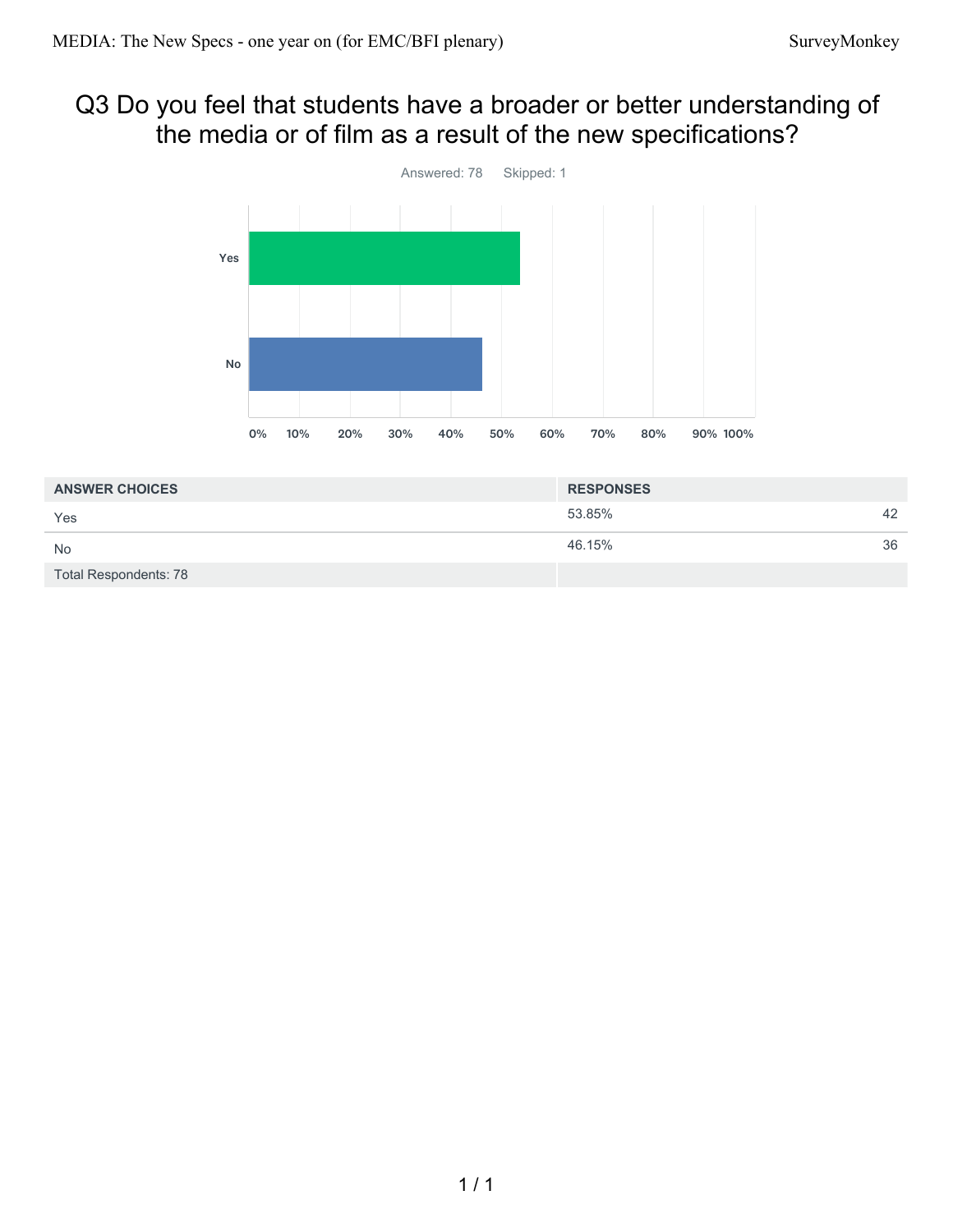# Q3 Do you feel that students have a broader or better understanding of the media or of film as a result of the new specifications?

Answered: 78 Skipped: 1

| ANSWER CHOICES | RESPONSES | |
|---|---|---|
| Yes | 53.85% | 42 |
| No | 46.15% | 36 |
| Total Respondents: 78 | | |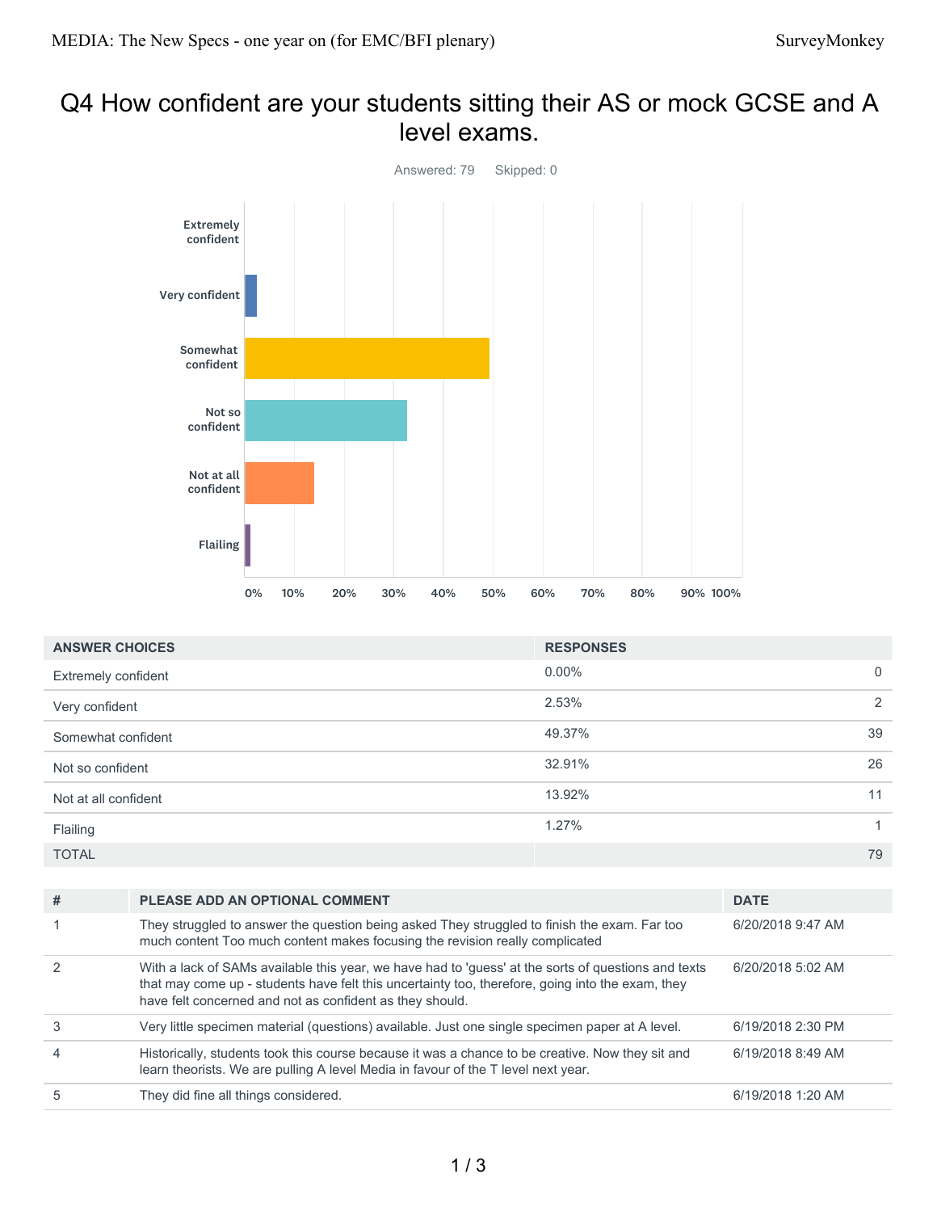# Q4 How confident are your students sitting their AS or mock GCSE and A level exams.

Answered: 79 Skipped: 0

| ANSWER CHOICES | RESPONSES | |
|---|---|---|
| Extremely confident | 0.00% | 0 |
| Very confident | 2.53% | 2 |
| Somewhat confident | 49.37% | 39 |
| Not so confident | 32.91% | 26 |
| Not at all confident | 13.92% | 11 |
| Flailing | 1.27% | 1 |
| TOTAL | | 79 |

| # | PLEASE ADD AN OPTIONAL COMMENT | DATE |
|---|---|---|
| 1 | They struggled to answer the question being asked They struggled to finish the exam. Far too much content Too much content makes focusing the revision really complicated | 6/20/2018 9:47 AM |
| 2 | With a lack of SAMs available this year, we have had to 'guess' at the sorts of questions and texts that may come up - students have felt this uncertainty too, therefore, going into the exam, they have felt concerned and not as confident as they should. | 6/20/2018 5:02 AM |
| 3 | Very little specimen material (questions) available. Just one single specimen paper at A level. | 6/19/2018 2:30 PM |
| 4 | Historically, students took this course because it was a chance to be creative. Now they sit and learn theorists. We are pulling A level Media in favour of the T level next year. | 6/19/2018 8:49 AM |
| 5 | They did fine all things considered. | 6/19/2018 1:20 AM |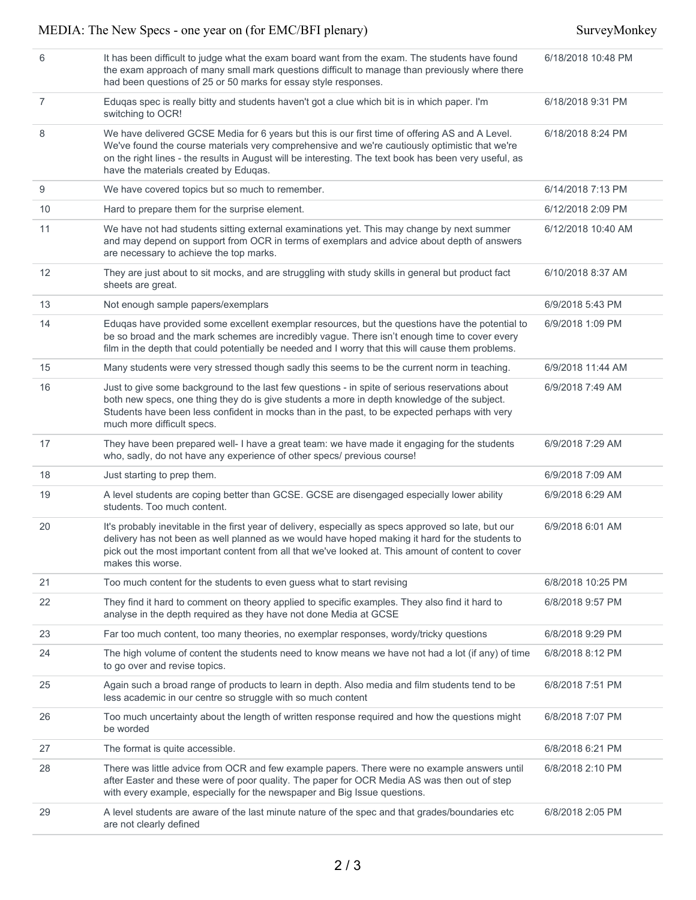| | | |
|---|---|---|
| 6 | It has been difficult to judge what the exam board want from the exam. The students have found the exam approach of many small mark questions difficult to manage than previously where there had been questions of 25 or 50 marks for essay style responses. | 6/18/2018 10:48 PM |
| 7 | Eduqas spec is really bitty and students haven't got a clue which bit is in which paper. I'm switching to OCR! | 6/18/2018 9:31 PM |
| 8 | We have delivered GCSE Media for 6 years but this is our first time of offering AS and A Level. We've found the course materials very comprehensive and we're cautiously optimistic that we're on the right lines - the results in August will be interesting. The text book has been very useful, as have the materials created by Eduqas. | 6/18/2018 8:24 PM |
| 9 | We have covered topics but so much to remember. | 6/14/2018 7:13 PM |
| 10 | Hard to prepare them for the surprise element. | 6/12/2018 2:09 PM |
| 11 | We have not had students sitting external examinations yet. This may change by next summer and may depend on support from OCR in terms of exemplars and advice about depth of answers are necessary to achieve the top marks. | 6/12/2018 10:40 AM |
| 12 | They are just about to sit mocks, and are struggling with study skills in general but product fact sheets are great. | 6/10/2018 8:37 AM |
| 13 | Not enough sample papers/exemplars | 6/9/2018 5:43 PM |
| 14 | Eduqas have provided some excellent exemplar resources, but the questions have the potential to be so broad and the mark schemes are incredibly vague. There isn't enough time to cover every film in the depth that could potentially be needed and I worry that this will cause them problems. | 6/9/2018 1:09 PM |
| 15 | Many students were very stressed though sadly this seems to be the current norm in teaching. | 6/9/2018 11:44 AM |
| 16 | Just to give some background to the last few questions - in spite of serious reservations about both new specs, one thing they do is give students a more in depth knowledge of the subject. Students have been less confident in mocks than in the past, to be expected perhaps with very much more difficult specs. | 6/9/2018 7:49 AM |
| 17 | They have been prepared well- I have a great team: we have made it engaging for the students who, sadly, do not have any experience of other specs/ previous course! | 6/9/2018 7:29 AM |
| 18 | Just starting to prep them. | 6/9/2018 7:09 AM |
| 19 | A level students are coping better than GCSE. GCSE are disengaged especially lower ability students. Too much content. | 6/9/2018 6:29 AM |
| 20 | It's probably inevitable in the first year of delivery, especially as specs approved so late, but our delivery has not been as well planned as we would have hoped making it hard for the students to pick out the most important content from all that we've looked at. This amount of content to cover makes this worse. | 6/9/2018 6:01 AM |
| 21 | Too much content for the students to even guess what to start revising | 6/8/2018 10:25 PM |
| 22 | They find it hard to comment on theory applied to specific examples. They also find it hard to analyse in the depth required as they have not done Media at GCSE | 6/8/2018 9:57 PM |
| 23 | Far too much content, too many theories, no exemplar responses, wordy/tricky questions | 6/8/2018 9:29 PM |
| 24 | The high volume of content the students need to know means we have not had a lot (if any) of time to go over and revise topics. | 6/8/2018 8:12 PM |
| 25 | Again such a broad range of products to learn in depth. Also media and film students tend to be less academic in our centre so struggle with so much content | 6/8/2018 7:51 PM |
| 26 | Too much uncertainty about the length of written response required and how the questions might be worded | 6/8/2018 7:07 PM |
| 27 | The format is quite accessible. | 6/8/2018 6:21 PM |
| 28 | There was little advice from OCR and few example papers. There were no example answers until after Easter and these were of poor quality. The paper for OCR Media AS was then out of step with every example, especially for the newspaper and Big Issue questions. | 6/8/2018 2:10 PM |
| 29 | A level students are aware of the last minute nature of the spec and that grades/boundaries etc are not clearly defined | 6/8/2018 2:05 PM |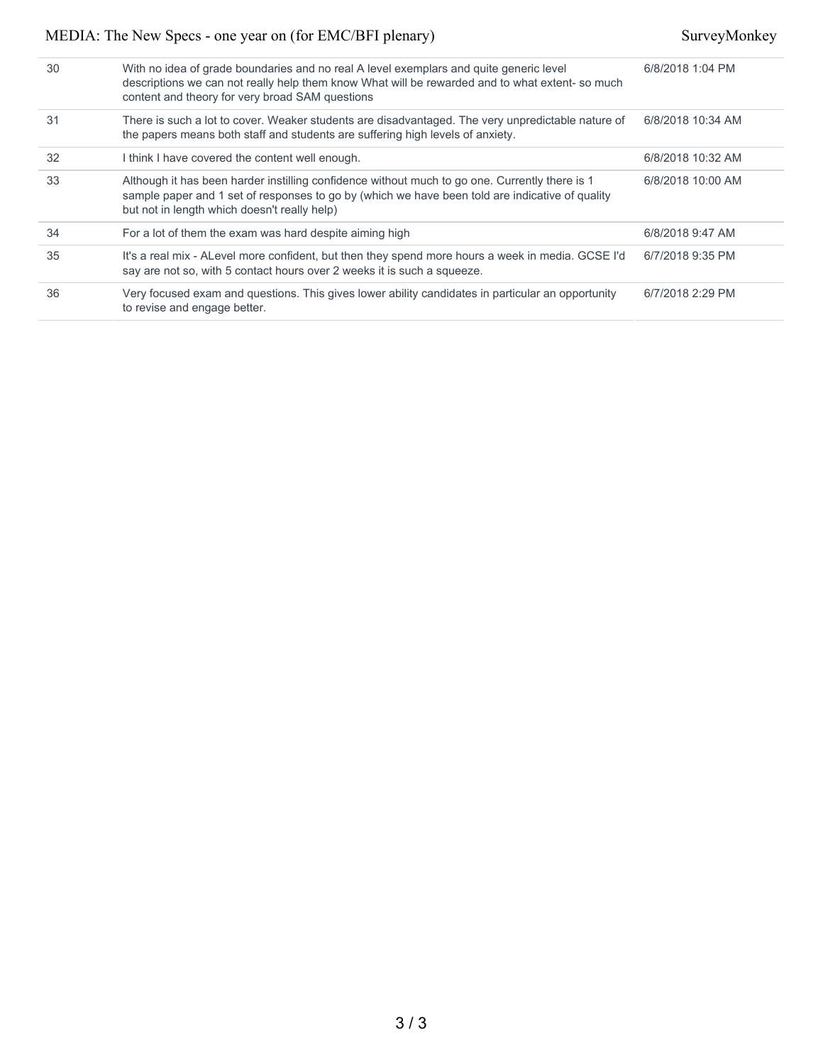| | | |
|---|---|---|
| 30 | With no idea of grade boundaries and no real A level exemplars and quite generic level descriptions we can not really help them know What will be rewarded and to what extent- so much content and theory for very broad SAM questions | 6/8/2018 1:04 PM |
| 31 | There is such a lot to cover. Weaker students are disadvantaged. The very unpredictable nature of the papers means both staff and students are suffering high levels of anxiety. | 6/8/2018 10:34 AM |
| 32 | I think I have covered the content well enough. | 6/8/2018 10:32 AM |
| 33 | Although it has been harder instilling confidence without much to go one. Currently there is 1 sample paper and 1 set of responses to go by (which we have been told are indicative of quality but not in length which doesn't really help) | 6/8/2018 10:00 AM |
| 34 | For a lot of them the exam was hard despite aiming high | 6/8/2018 9:47 AM |
| 35 | It's a real mix - ALevel more confident, but then they spend more hours a week in media. GCSE I'd say are not so, with 5 contact hours over 2 weeks it is such a squeeze. | 6/7/2018 9:35 PM |
| 36 | Very focused exam and questions. This gives lower ability candidates in particular an opportunity to revise and engage better. | 6/7/2018 2:29 PM |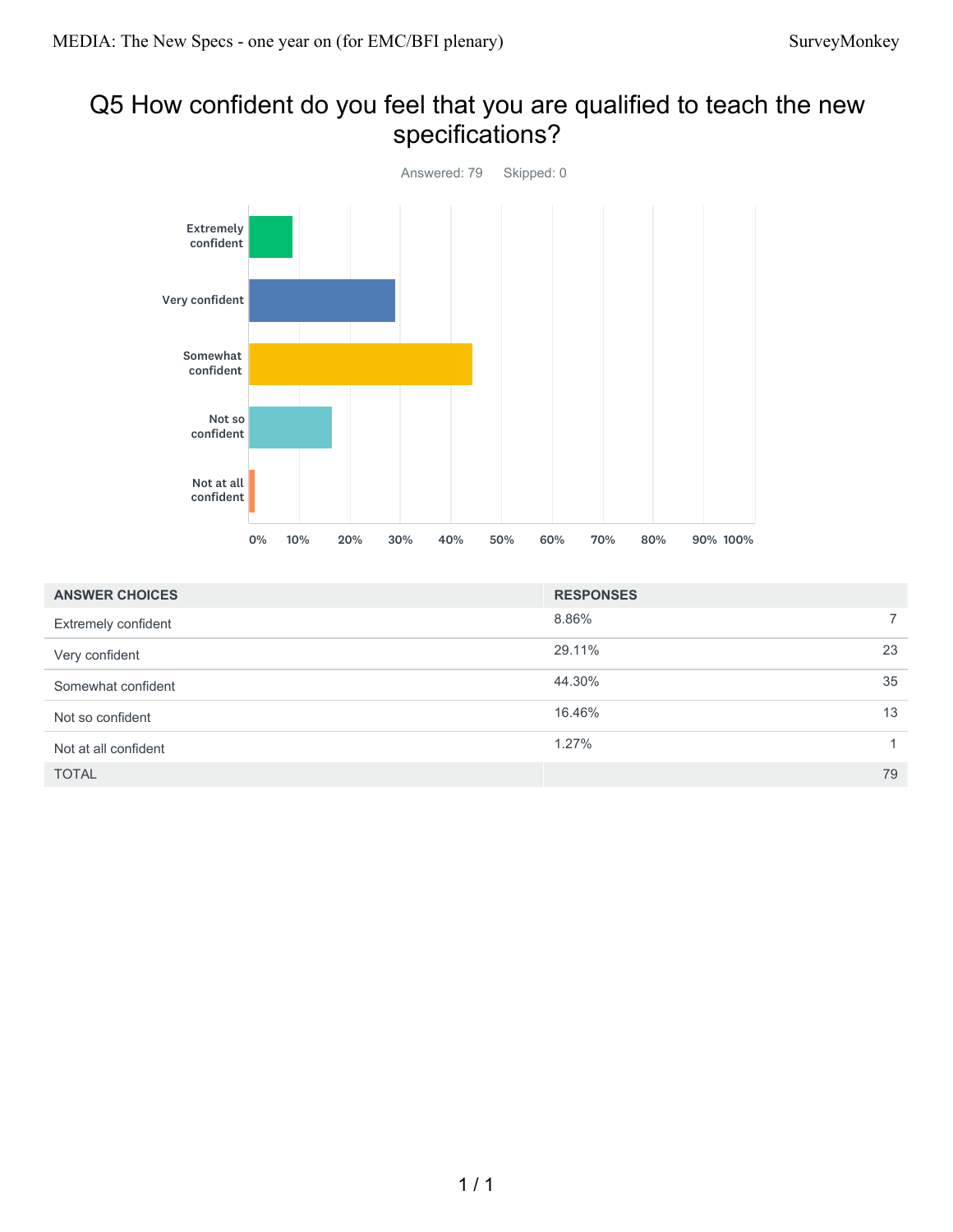# Q5 How confident do you feel that you are qualified to teach the new specifications?

Answered: 79 Skipped: 0

| ANSWER CHOICES | RESPONSES | |
|---|---|---|
| Extremely confident | 8.86% | 7 |
| Very confident | 29.11% | 23 |
| Somewhat confident | 44.30% | 35 |
| Not so confident | 16.46% | 13 |
| Not at all confident | 1.27% | 1 |
| TOTAL | | 79 |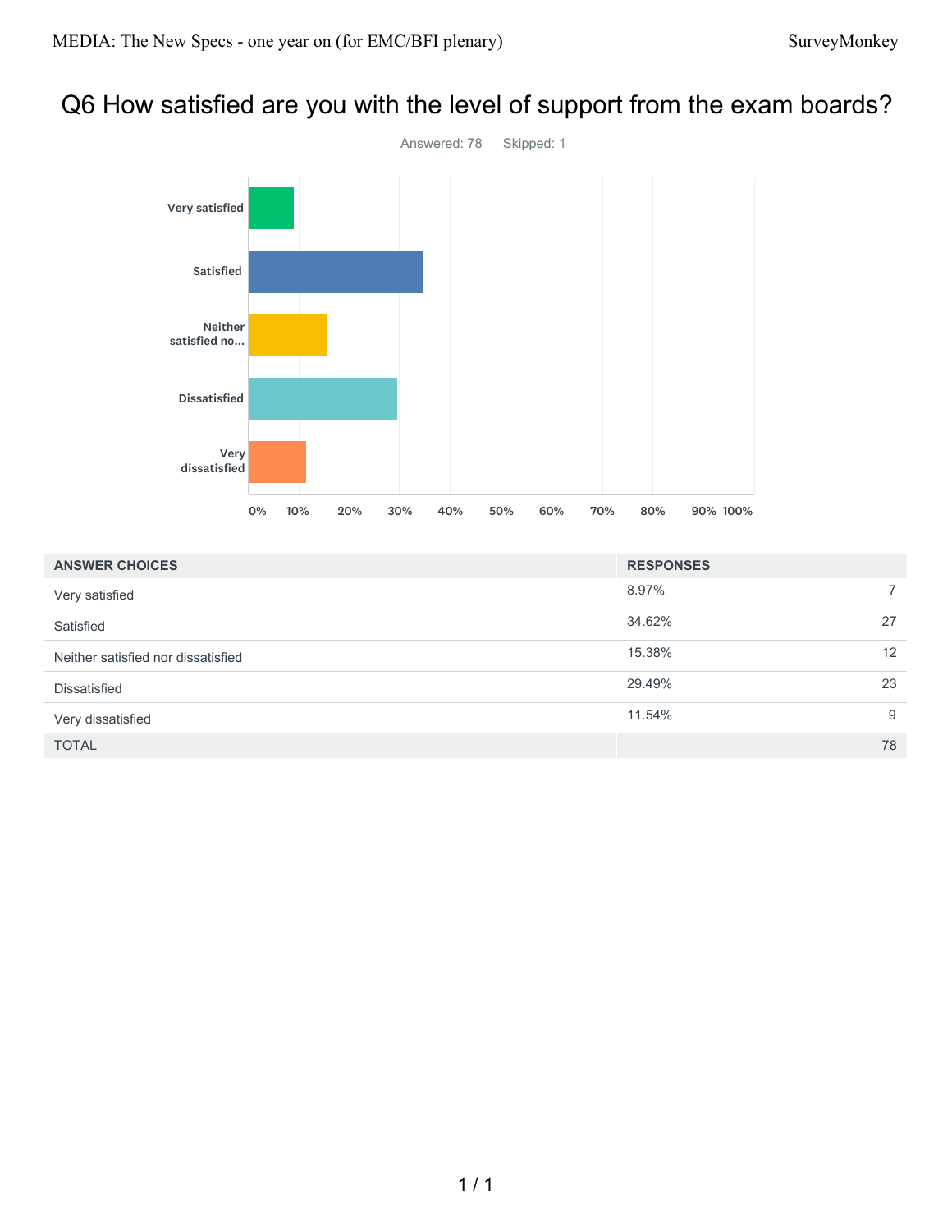# Q6 How satisfied are you with the level of support from the exam boards?

Answered: 78 Skipped: 1

| ANSWER CHOICES | RESPONSES | |
|---|---|---|
| Very satisfied | 8.97% | 7 |
| Satisfied | 34.62% | 27 |
| Neither satisfied nor dissatisfied | 15.38% | 12 |
| Dissatisfied | 29.49% | 23 |
| Very dissatisfied | 11.54% | 9 |
| TOTAL | | 78 |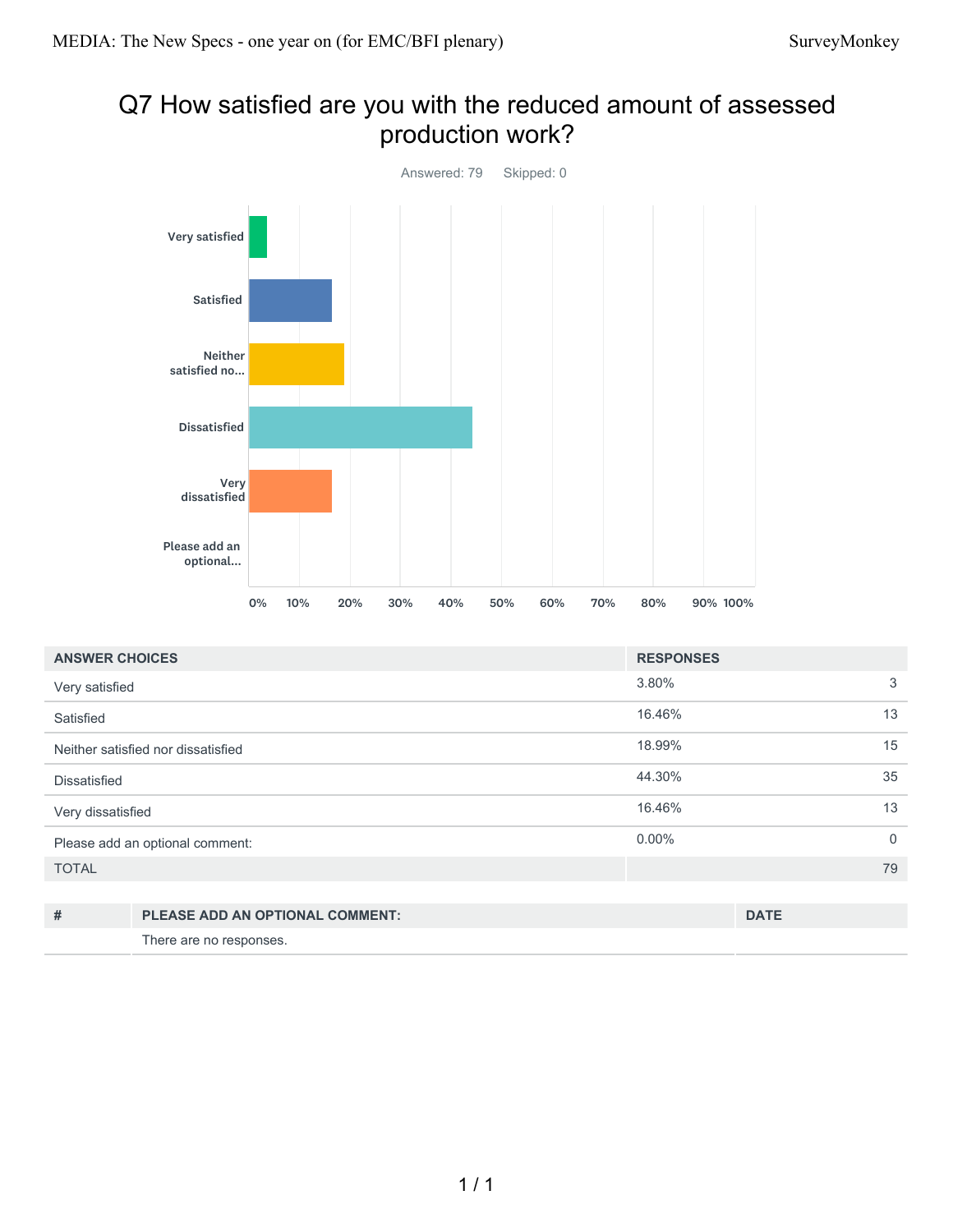# Q7 How satisfied are you with the reduced amount of assessed production work?

Answered: 79 Skipped: 0

| ANSWER CHOICES | RESPONSES | |
|---|---|---|
| Very satisfied | 3.80% | 3 |
| Satisfied | 16.46% | 13 |
| Neither satisfied nor dissatisfied | 18.99% | 15 |
| Dissatisfied | 44.30% | 35 |
| Very dissatisfied | 16.46% | 13 |
| Please add an optional comment: | 0.00% | 0 |
| TOTAL | | 79 |

| # | PLEASE ADD AN OPTIONAL COMMENT: | DATE |
|---|---|---|
| | There are no responses. | |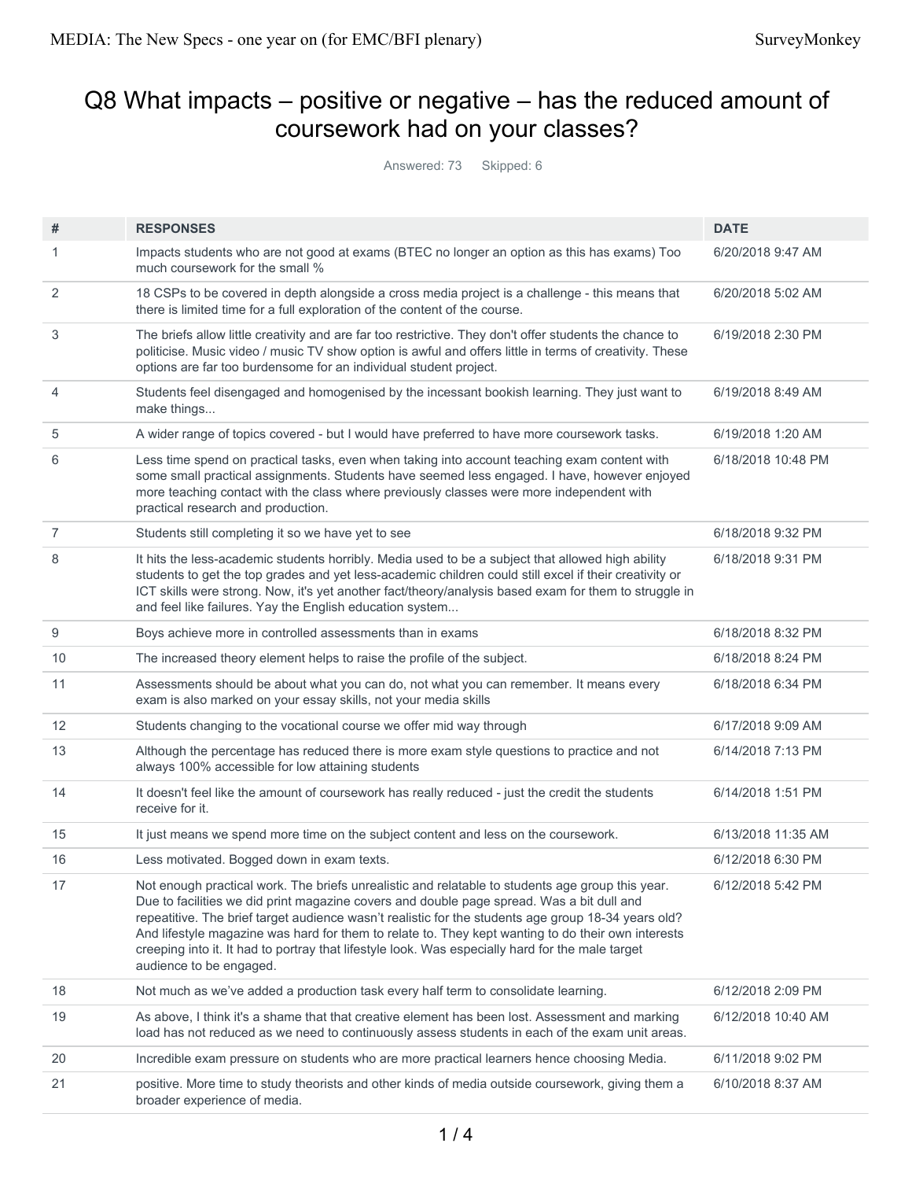# Q8 What impacts – positive or negative – has the reduced amount of coursework had on your classes?

Answered: 73 Skipped: 6

| # | RESPONSES | DATE |
|---|---|---|
| 1 | Impacts students who are not good at exams (BTEC no longer an option as this has exams) Too much coursework for the small % | 6/20/2018 9:47 AM |
| 2 | 18 CSPs to be covered in depth alongside a cross media project is a challenge - this means that there is limited time for a full exploration of the content of the course. | 6/20/2018 5:02 AM |
| 3 | The briefs allow little creativity and are far too restrictive. They don't offer students the chance to politicise. Music video / music TV show option is awful and offers little in terms of creativity. These options are far too burdensome for an individual student project. | 6/19/2018 2:30 PM |
| 4 | Students feel disengaged and homogenised by the incessant bookish learning. They just want to make things... | 6/19/2018 8:49 AM |
| 5 | A wider range of topics covered - but I would have preferred to have more coursework tasks. | 6/19/2018 1:20 AM |
| 6 | Less time spend on practical tasks, even when taking into account teaching exam content with some small practical assignments. Students have seemed less engaged. I have, however enjoyed more teaching contact with the class where previously classes were more independent with practical research and production. | 6/18/2018 10:48 PM |
| 7 | Students still completing it so we have yet to see | 6/18/2018 9:32 PM |
| 8 | It hits the less-academic students horribly. Media used to be a subject that allowed high ability students to get the top grades and yet less-academic children could still excel if their creativity or ICT skills were strong. Now, it's yet another fact/theory/analysis based exam for them to struggle in and feel like failures. Yay the English education system... | 6/18/2018 9:31 PM |
| 9 | Boys achieve more in controlled assessments than in exams | 6/18/2018 8:32 PM |
| 10 | The increased theory element helps to raise the profile of the subject. | 6/18/2018 8:24 PM |
| 11 | Assessments should be about what you can do, not what you can remember. It means every exam is also marked on your essay skills, not your media skills | 6/18/2018 6:34 PM |
| 12 | Students changing to the vocational course we offer mid way through | 6/17/2018 9:09 AM |
| 13 | Although the percentage has reduced there is more exam style questions to practice and not always 100% accessible for low attaining students | 6/14/2018 7:13 PM |
| 14 | It doesn't feel like the amount of coursework has really reduced - just the credit the students receive for it. | 6/14/2018 1:51 PM |
| 15 | It just means we spend more time on the subject content and less on the coursework. | 6/13/2018 11:35 AM |
| 16 | Less motivated. Bogged down in exam texts. | 6/12/2018 6:30 PM |
| 17 | Not enough practical work. The briefs unrealistic and relatable to students age group this year. Due to facilities we did print magazine covers and double page spread. Was a bit dull and repeatitive. The brief target audience wasn't realistic for the students age group 18-34 years old? And lifestyle magazine was hard for them to relate to. They kept wanting to do their own interests creeping into it. It had to portray that lifestyle look. Was especially hard for the male target audience to be engaged. | 6/12/2018 5:42 PM |
| 18 | Not much as we've added a production task every half term to consolidate learning. | 6/12/2018 2:09 PM |
| 19 | As above, I think it's a shame that that creative element has been lost. Assessment and marking load has not reduced as we need to continuously assess students in each of the exam unit areas. | 6/12/2018 10:40 AM |
| 20 | Incredible exam pressure on students who are more practical learners hence choosing Media. | 6/11/2018 9:02 PM |
| 21 | positive. More time to study theorists and other kinds of media outside coursework, giving them a broader experience of media. | 6/10/2018 8:37 AM |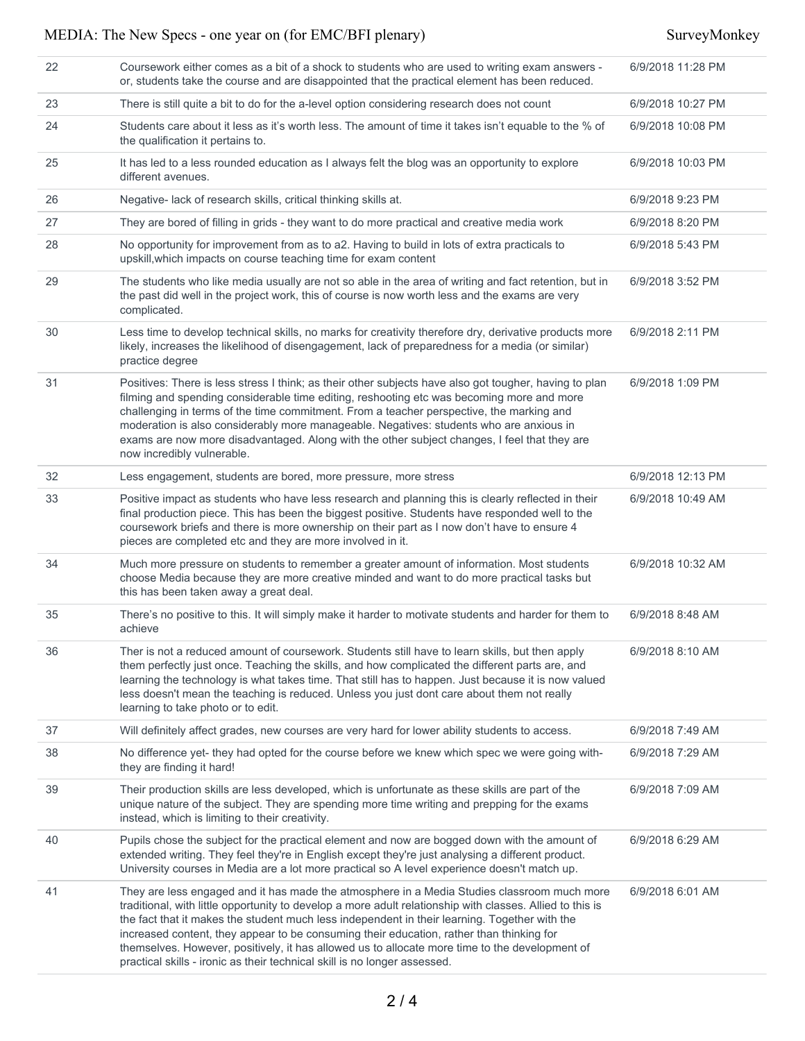| | | |
|---|---|---|
| 22 | Coursework either comes as a bit of a shock to students who are used to writing exam answers - or, students take the course and are disappointed that the practical element has been reduced. | 6/9/2018 11:28 PM |
| 23 | There is still quite a bit to do for the a-level option considering research does not count | 6/9/2018 10:27 PM |
| 24 | Students care about it less as it's worth less. The amount of time it takes isn't equable to the % of the qualification it pertains to. | 6/9/2018 10:08 PM |
| 25 | It has led to a less rounded education as I always felt the blog was an opportunity to explore different avenues. | 6/9/2018 10:03 PM |
| 26 | Negative- lack of research skills, critical thinking skills at. | 6/9/2018 9:23 PM |
| 27 | They are bored of filling in grids - they want to do more practical and creative media work | 6/9/2018 8:20 PM |
| 28 | No opportunity for improvement from as to a2. Having to build in lots of extra practicals to upskill,which impacts on course teaching time for exam content | 6/9/2018 5:43 PM |
| 29 | The students who like media usually are not so able in the area of writing and fact retention, but in the past did well in the project work, this of course is now worth less and the exams are very complicated. | 6/9/2018 3:52 PM |
| 30 | Less time to develop technical skills, no marks for creativity therefore dry, derivative products more likely, increases the likelihood of disengagement, lack of preparedness for a media (or similar) practice degree | 6/9/2018 2:11 PM |
| 31 | Positives: There is less stress I think; as their other subjects have also got tougher, having to plan filming and spending considerable time editing, reshooting etc was becoming more and more challenging in terms of the time commitment. From a teacher perspective, the marking and moderation is also considerably more manageable. Negatives: students who are anxious in exams are now more disadvantaged. Along with the other subject changes, I feel that they are now incredibly vulnerable. | 6/9/2018 1:09 PM |
| 32 | Less engagement, students are bored, more pressure, more stress | 6/9/2018 12:13 PM |
| 33 | Positive impact as students who have less research and planning this is clearly reflected in their final production piece. This has been the biggest positive. Students have responded well to the coursework briefs and there is more ownership on their part as I now don't have to ensure 4 pieces are completed etc and they are more involved in it. | 6/9/2018 10:49 AM |
| 34 | Much more pressure on students to remember a greater amount of information. Most students choose Media because they are more creative minded and want to do more practical tasks but this has been taken away a great deal. | 6/9/2018 10:32 AM |
| 35 | There's no positive to this. It will simply make it harder to motivate students and harder for them to achieve | 6/9/2018 8:48 AM |
| 36 | Ther is not a reduced amount of coursework. Students still have to learn skills, but then apply them perfectly just once. Teaching the skills, and how complicated the different parts are, and learning the technology is what takes time. That still has to happen. Just because it is now valued less doesn't mean the teaching is reduced. Unless you just dont care about them not really learning to take photo or to edit. | 6/9/2018 8:10 AM |
| 37 | Will definitely affect grades, new courses are very hard for lower ability students to access. | 6/9/2018 7:49 AM |
| 38 | No difference yet- they had opted for the course before we knew which spec we were going with- they are finding it hard! | 6/9/2018 7:29 AM |
| 39 | Their production skills are less developed, which is unfortunate as these skills are part of the unique nature of the subject. They are spending more time writing and prepping for the exams instead, which is limiting to their creativity. | 6/9/2018 7:09 AM |
| 40 | Pupils chose the subject for the practical element and now are bogged down with the amount of extended writing. They feel they're in English except they're just analysing a different product. University courses in Media are a lot more practical so A level experience doesn't match up. | 6/9/2018 6:29 AM |
| 41 | They are less engaged and it has made the atmosphere in a Media Studies classroom much more traditional, with little opportunity to develop a more adult relationship with classes. Allied to this is the fact that it makes the student much less independent in their learning. Together with the increased content, they appear to be consuming their education, rather than thinking for themselves. However, positively, it has allowed us to allocate more time to the development of practical skills - ironic as their technical skill is no longer assessed. | 6/9/2018 6:01 AM |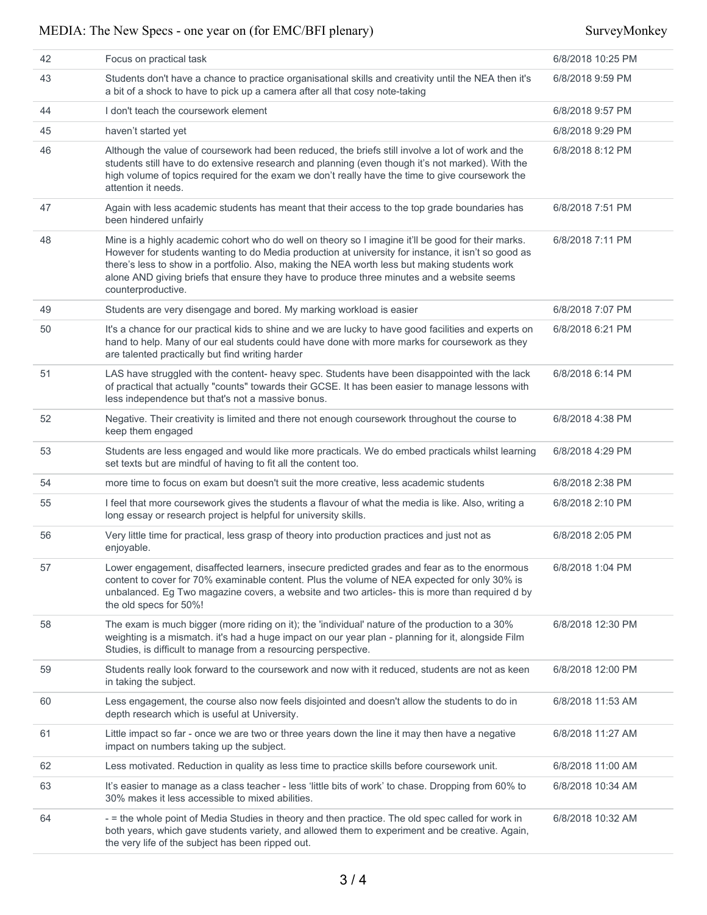| | | |
|---|---|---|
| 42 | Focus on practical task | 6/8/2018 10:25 PM |
| 43 | Students don't have a chance to practice organisational skills and creativity until the NEA then it's a bit of a shock to have to pick up a camera after all that cosy note-taking | 6/8/2018 9:59 PM |
| 44 | I don't teach the coursework element | 6/8/2018 9:57 PM |
| 45 | haven't started yet | 6/8/2018 9:29 PM |
| 46 | Although the value of coursework had been reduced, the briefs still involve a lot of work and the students still have to do extensive research and planning (even though it's not marked). With the high volume of topics required for the exam we don't really have the time to give coursework the attention it needs. | 6/8/2018 8:12 PM |
| 47 | Again with less academic students has meant that their access to the top grade boundaries has been hindered unfairly | 6/8/2018 7:51 PM |
| 48 | Mine is a highly academic cohort who do well on theory so I imagine it'll be good for their marks. However for students wanting to do Media production at university for instance, it isn't so good as there's less to show in a portfolio. Also, making the NEA worth less but making students work alone AND giving briefs that ensure they have to produce three minutes and a website seems counterproductive. | 6/8/2018 7:11 PM |
| 49 | Students are very disengage and bored. My marking workload is easier | 6/8/2018 7:07 PM |
| 50 | It's a chance for our practical kids to shine and we are lucky to have good facilities and experts on hand to help. Many of our eal students could have done with more marks for coursework as they are talented practically but find writing harder | 6/8/2018 6:21 PM |
| 51 | LAS have struggled with the content- heavy spec. Students have been disappointed with the lack of practical that actually "counts" towards their GCSE. It has been easier to manage lessons with less independence but that's not a massive bonus. | 6/8/2018 6:14 PM |
| 52 | Negative. Their creativity is limited and there not enough coursework throughout the course to keep them engaged | 6/8/2018 4:38 PM |
| 53 | Students are less engaged and would like more practicals. We do embed practicals whilst learning set texts but are mindful of having to fit all the content too. | 6/8/2018 4:29 PM |
| 54 | more time to focus on exam but doesn't suit the more creative, less academic students | 6/8/2018 2:38 PM |
| 55 | I feel that more coursework gives the students a flavour of what the media is like. Also, writing a long essay or research project is helpful for university skills. | 6/8/2018 2:10 PM |
| 56 | Very little time for practical, less grasp of theory into production practices and just not as enjoyable. | 6/8/2018 2:05 PM |
| 57 | Lower engagement, disaffected learners, insecure predicted grades and fear as to the enormous content to cover for 70% examinable content. Plus the volume of NEA expected for only 30% is unbalanced. Eg Two magazine covers, a website and two articles- this is more than required d by the old specs for 50%! | 6/8/2018 1:04 PM |
| 58 | The exam is much bigger (more riding on it); the 'individual' nature of the production to a 30% weighting is a mismatch. it's had a huge impact on our year plan - planning for it, alongside Film Studies, is difficult to manage from a resourcing perspective. | 6/8/2018 12:30 PM |
| 59 | Students really look forward to the coursework and now with it reduced, students are not as keen in taking the subject. | 6/8/2018 12:00 PM |
| 60 | Less engagement, the course also now feels disjointed and doesn't allow the students to do in depth research which is useful at University. | 6/8/2018 11:53 AM |
| 61 | Little impact so far - once we are two or three years down the line it may then have a negative impact on numbers taking up the subject. | 6/8/2018 11:27 AM |
| 62 | Less motivated. Reduction in quality as less time to practice skills before coursework unit. | 6/8/2018 11:00 AM |
| 63 | It's easier to manage as a class teacher - less 'little bits of work' to chase. Dropping from 60% to 30% makes it less accessible to mixed abilities. | 6/8/2018 10:34 AM |
| 64 | - = the whole point of Media Studies in theory and then practice. The old spec called for work in both years, which gave students variety, and allowed them to experiment and be creative. Again, the very life of the subject has been ripped out. | 6/8/2018 10:32 AM |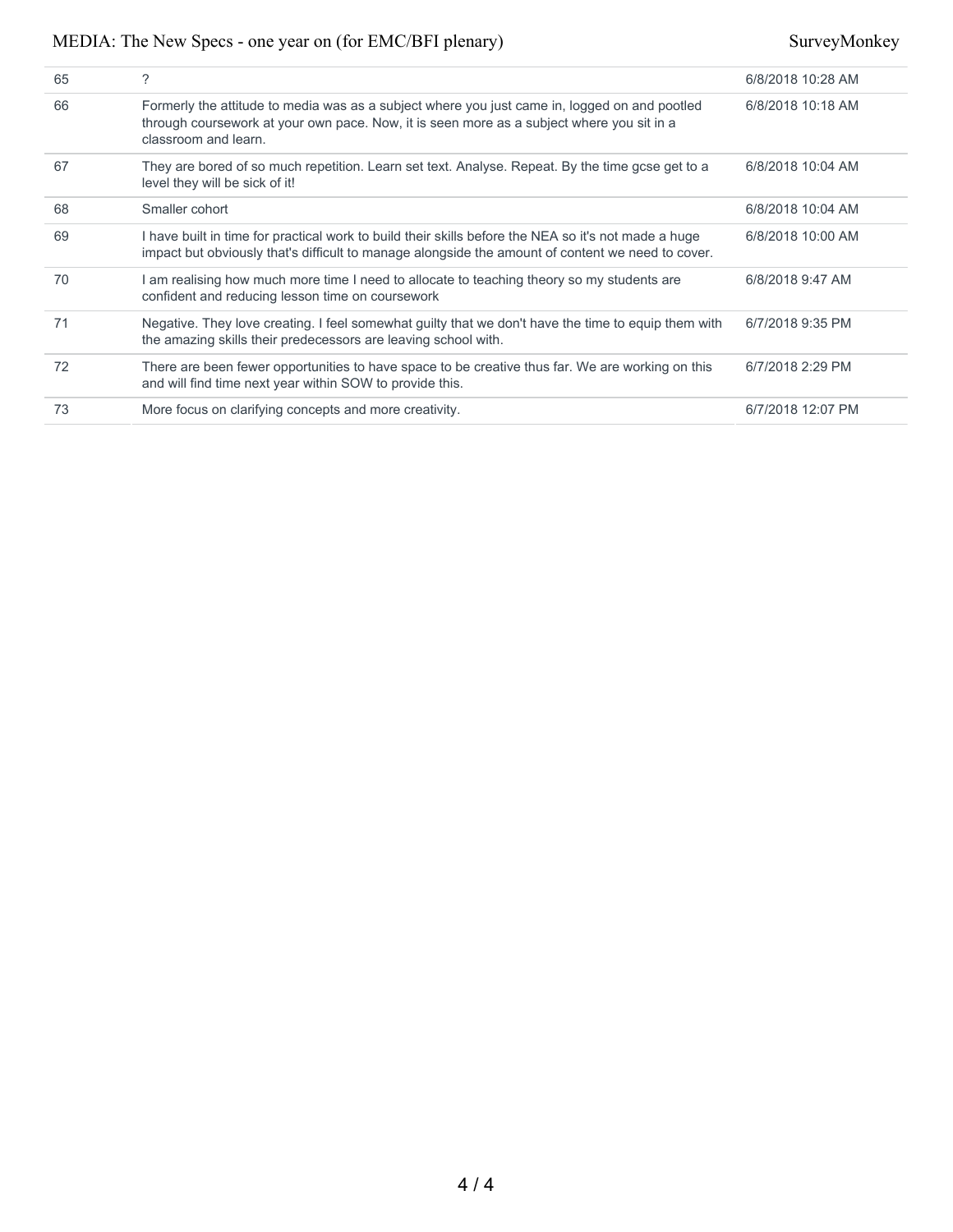| | | |
|---|---|---|
| 65 | ? | 6/8/2018 10:28 AM |
| 66 | Formerly the attitude to media was as a subject where you just came in, logged on and pootled through coursework at your own pace. Now, it is seen more as a subject where you sit in a classroom and learn. | 6/8/2018 10:18 AM |
| 67 | They are bored of so much repetition. Learn set text. Analyse. Repeat. By the time gcse get to a level they will be sick of it! | 6/8/2018 10:04 AM |
| 68 | Smaller cohort | 6/8/2018 10:04 AM |
| 69 | I have built in time for practical work to build their skills before the NEA so it's not made a huge impact but obviously that's difficult to manage alongside the amount of content we need to cover. | 6/8/2018 10:00 AM |
| 70 | I am realising how much more time I need to allocate to teaching theory so my students are confident and reducing lesson time on coursework | 6/8/2018 9:47 AM |
| 71 | Negative. They love creating. I feel somewhat guilty that we don't have the time to equip them with the amazing skills their predecessors are leaving school with. | 6/7/2018 9:35 PM |
| 72 | There are been fewer opportunities to have space to be creative thus far. We are working on this and will find time next year within SOW to provide this. | 6/7/2018 2:29 PM |
| 73 | More focus on clarifying concepts and more creativity. | 6/7/2018 12:07 PM |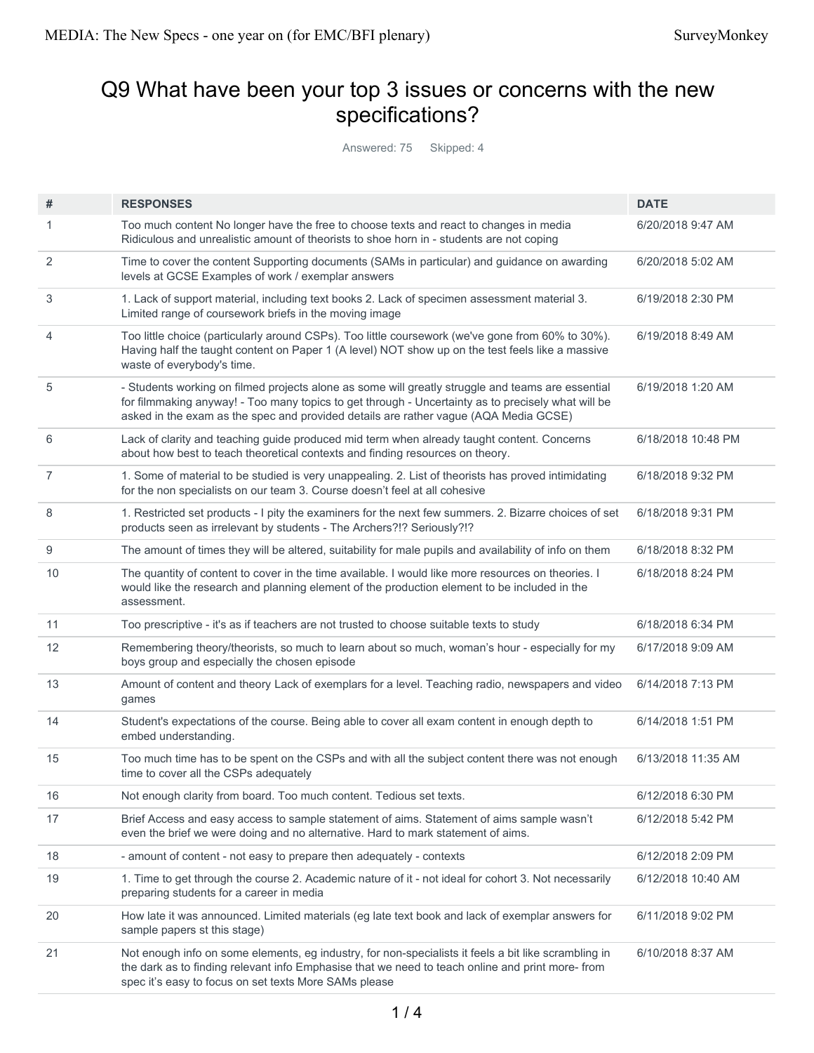# Q9 What have been your top 3 issues or concerns with the new specifications?

Answered: 75 Skipped: 4

| # | RESPONSES | DATE |
|---|---|---|
| 1 | Too much content No longer have the free to choose texts and react to changes in media Ridiculous and unrealistic amount of theorists to shoe horn in - students are not coping | 6/20/2018 9:47 AM |
| 2 | Time to cover the content Supporting documents (SAMs in particular) and guidance on awarding levels at GCSE Examples of work / exemplar answers | 6/20/2018 5:02 AM |
| 3 | 1. Lack of support material, including text books 2. Lack of specimen assessment material 3. Limited range of coursework briefs in the moving image | 6/19/2018 2:30 PM |
| 4 | Too little choice (particularly around CSPs). Too little coursework (we've gone from 60% to 30%). Having half the taught content on Paper 1 (A level) NOT show up on the test feels like a massive waste of everybody's time. | 6/19/2018 8:49 AM |
| 5 | - Students working on filmed projects alone as some will greatly struggle and teams are essential for filmmaking anyway! - Too many topics to get through - Uncertainty as to precisely what will be asked in the exam as the spec and provided details are rather vague (AQA Media GCSE) | 6/19/2018 1:20 AM |
| 6 | Lack of clarity and teaching guide produced mid term when already taught content. Concerns about how best to teach theoretical contexts and finding resources on theory. | 6/18/2018 10:48 PM |
| 7 | 1. Some of material to be studied is very unappealing. 2. List of theorists has proved intimidating for the non specialists on our team 3. Course doesn't feel at all cohesive | 6/18/2018 9:32 PM |
| 8 | 1. Restricted set products - I pity the examiners for the next few summers. 2. Bizarre choices of set products seen as irrelevant by students - The Archers?!? Seriously?!? | 6/18/2018 9:31 PM |
| 9 | The amount of times they will be altered, suitability for male pupils and availability of info on them | 6/18/2018 8:32 PM |
| 10 | The quantity of content to cover in the time available. I would like more resources on theories. I would like the research and planning element of the production element to be included in the assessment. | 6/18/2018 8:24 PM |
| 11 | Too prescriptive - it's as if teachers are not trusted to choose suitable texts to study | 6/18/2018 6:34 PM |
| 12 | Remembering theory/theorists, so much to learn about so much, woman's hour - especially for my boys group and especially the chosen episode | 6/17/2018 9:09 AM |
| 13 | Amount of content and theory Lack of exemplars for a level. Teaching radio, newspapers and video games | 6/14/2018 7:13 PM |
| 14 | Student's expectations of the course. Being able to cover all exam content in enough depth to embed understanding. | 6/14/2018 1:51 PM |
| 15 | Too much time has to be spent on the CSPs and with all the subject content there was not enough time to cover all the CSPs adequately | 6/13/2018 11:35 AM |
| 16 | Not enough clarity from board. Too much content. Tedious set texts. | 6/12/2018 6:30 PM |
| 17 | Brief Access and easy access to sample statement of aims. Statement of aims sample wasn't even the brief we were doing and no alternative. Hard to mark statement of aims. | 6/12/2018 5:42 PM |
| 18 | - amount of content - not easy to prepare then adequately - contexts | 6/12/2018 2:09 PM |
| 19 | 1. Time to get through the course 2. Academic nature of it - not ideal for cohort 3. Not necessarily preparing students for a career in media | 6/12/2018 10:40 AM |
| 20 | How late it was announced. Limited materials (eg late text book and lack of exemplar answers for sample papers st this stage) | 6/11/2018 9:02 PM |
| 21 | Not enough info on some elements, eg industry, for non-specialists it feels a bit like scrambling in the dark as to finding relevant info Emphasise that we need to teach online and print more- from spec it's easy to focus on set texts More SAMs please | 6/10/2018 8:37 AM |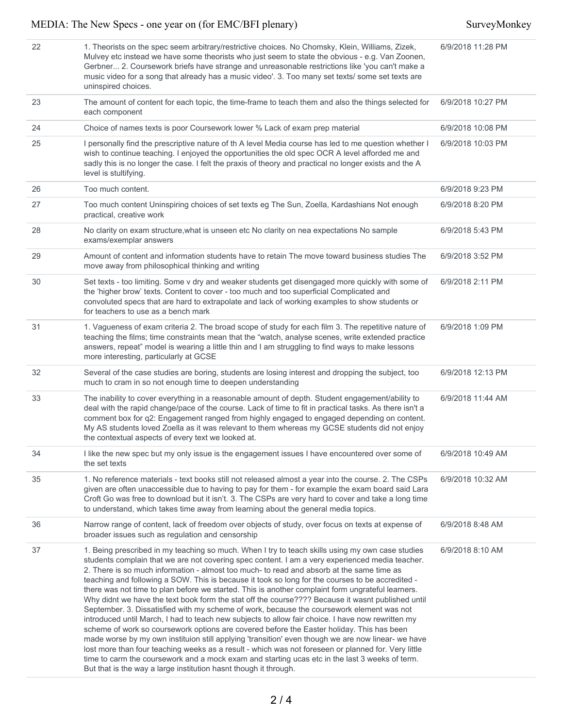| | | |
|---|---|---|
| 22 | 1. Theorists on the spec seem arbitrary/restrictive choices. No Chomsky, Klein, Williams, Zizek, Mulvey etc instead we have some theorists who just seem to state the obvious - e.g. Van Zoonen, Gerbner... 2. Coursework briefs have strange and unreasonable restrictions like 'you can't make a music video for a song that already has a music video'. 3. Too many set texts/ some set texts are uninspired choices. | 6/9/2018 11:28 PM |
| 23 | The amount of content for each topic, the time-frame to teach them and also the things selected for each component | 6/9/2018 10:27 PM |
| 24 | Choice of names texts is poor Coursework lower % Lack of exam prep material | 6/9/2018 10:08 PM |
| 25 | I personally find the prescriptive nature of th A level Media course has led to me question whether I wish to continue teaching. I enjoyed the opportunities the old spec OCR A level afforded me and sadly this is no longer the case. I felt the praxis of theory and practical no longer exists and the A level is stultifying. | 6/9/2018 10:03 PM |
| 26 | Too much content. | 6/9/2018 9:23 PM |
| 27 | Too much content Uninspiring choices of set texts eg The Sun, Zoella, Kardashians Not enough practical, creative work | 6/9/2018 8:20 PM |
| 28 | No clarity on exam structure,what is unseen etc No clarity on nea expectations No sample exams/exemplar answers | 6/9/2018 5:43 PM |
| 29 | Amount of content and information students have to retain The move toward business studies The move away from philosophical thinking and writing | 6/9/2018 3:52 PM |
| 30 | Set texts - too limiting. Some v dry and weaker students get disengaged more quickly with some of the 'higher brow' texts. Content to cover - too much and too superficial Complicated and convoluted specs that are hard to extrapolate and lack of working examples to show students or for teachers to use as a bench mark | 6/9/2018 2:11 PM |
| 31 | 1. Vagueness of exam criteria 2. The broad scope of study for each film 3. The repetitive nature of teaching the films; time constraints mean that the "watch, analyse scenes, write extended practice answers, repeat" model is wearing a little thin and I am struggling to find ways to make lessons more interesting, particularly at GCSE | 6/9/2018 1:09 PM |
| 32 | Several of the case studies are boring, students are losing interest and dropping the subject, too much to cram in so not enough time to deepen understanding | 6/9/2018 12:13 PM |
| 33 | The inability to cover everything in a reasonable amount of depth. Student engagement/ability to deal with the rapid change/pace of the course. Lack of time to fit in practical tasks. As there isn't a comment box for q2: Engagement ranged from highly engaged to engaged depending on content. My AS students loved Zoella as it was relevant to them whereas my GCSE students did not enjoy the contextual aspects of every text we looked at. | 6/9/2018 11:44 AM |
| 34 | I like the new spec but my only issue is the engagement issues I have encountered over some of the set texts | 6/9/2018 10:49 AM |
| 35 | 1. No reference materials - text books still not released almost a year into the course. 2. The CSPs given are often unaccessible due to having to pay for them - for example the exam board said Lara Croft Go was free to download but it isn't. 3. The CSPs are very hard to cover and take a long time to understand, which takes time away from learning about the general media topics. | 6/9/2018 10:32 AM |
| 36 | Narrow range of content, lack of freedom over objects of study, over focus on texts at expense of broader issues such as regulation and censorship | 6/9/2018 8:48 AM |
| 37 | 1. Being prescribed in my teaching so much. When I try to teach skills using my own case studies students complain that we are not covering spec content. I am a very experienced media teacher. 2. There is so much information - almost too much- to read and absorb at the same time as teaching and following a SOW. This is because it took so long for the courses to be accredited - there was not time to plan before we started. This is another complaint form ungrateful learners. Why didnt we have the text book form the stat off the course???? Because it wasnt published until September. 3. Dissatisfied with my scheme of work, because the coursework element was not introduced until March, I had to teach new subjects to allow fair choice. I have now rewritten my scheme of work so coursework options are covered before the Easter holiday. This has been made worse by my own instituion still applying 'transition' even though we are now linear- we have lost more than four teaching weeks as a result - which was not foreseen or planned for. Very little time to carm the coursework and a mock exam and starting ucas etc in the last 3 weeks of term. But that is the way a large institution hasnt though it through. | 6/9/2018 8:10 AM |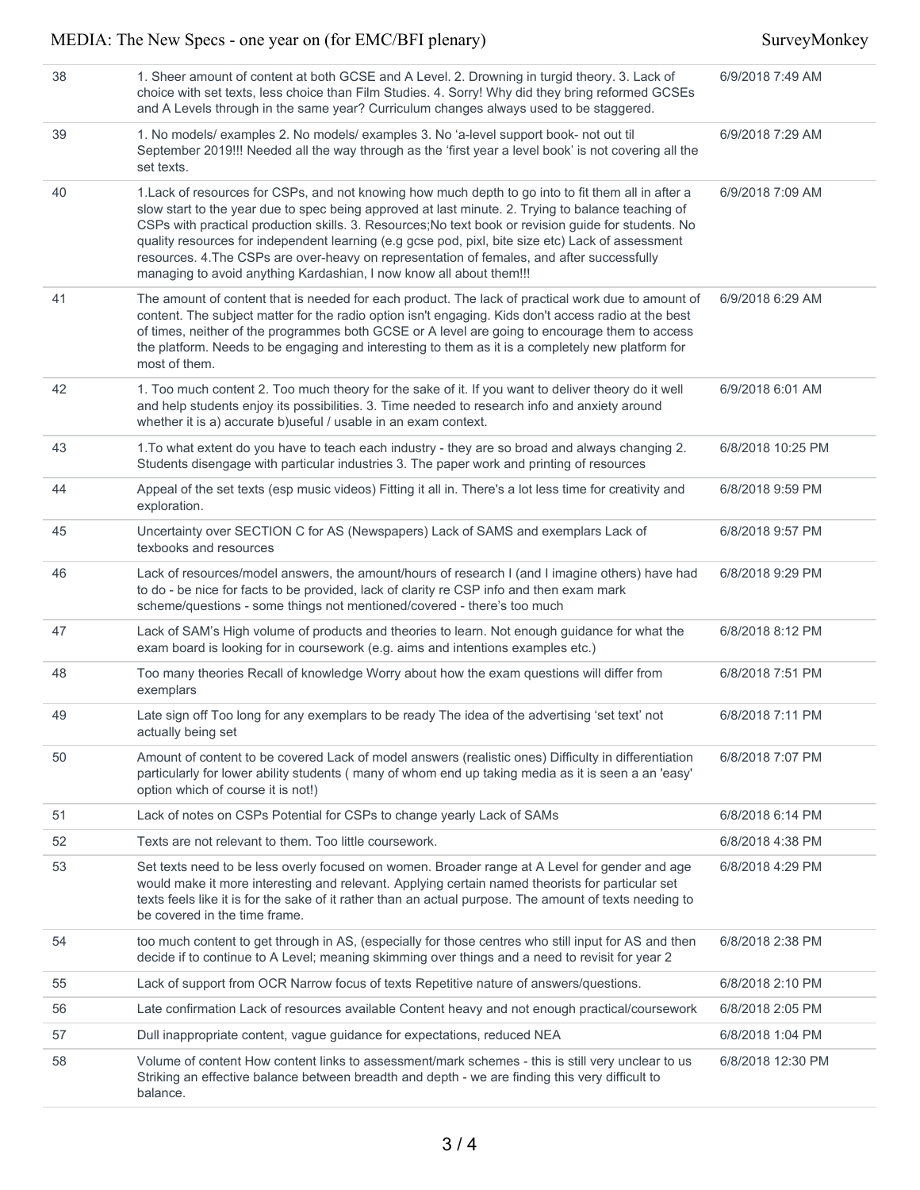| | | |
|---|---|---|
| 38 | 1. Sheer amount of content at both GCSE and A Level. 2. Drowning in turgid theory. 3. Lack of choice with set texts, less choice than Film Studies. 4. Sorry! Why did they bring reformed GCSEs and A Levels through in the same year? Curriculum changes always used to be staggered. | 6/9/2018 7:49 AM |
| 39 | 1. No models/ examples 2. No models/ examples 3. No 'a-level support book- not out til September 2019!!! Needed all the way through as the 'first year a level book' is not covering all the set texts. | 6/9/2018 7:29 AM |
| 40 | 1.Lack of resources for CSPs, and not knowing how much depth to go into to fit them all in after a slow start to the year due to spec being approved at last minute. 2. Trying to balance teaching of CSPs with practical production skills. 3. Resources;No text book or revision guide for students. No quality resources for independent learning (e.g gcse pod, pixl, bite size etc) Lack of assessment resources. 4.The CSPs are over-heavy on representation of females, and after successfully managing to avoid anything Kardashian, I now know all about them!!! | 6/9/2018 7:09 AM |
| 41 | The amount of content that is needed for each product. The lack of practical work due to amount of content. The subject matter for the radio option isn't engaging. Kids don't access radio at the best of times, neither of the programmes both GCSE or A level are going to encourage them to access the platform. Needs to be engaging and interesting to them as it is a completely new platform for most of them. | 6/9/2018 6:29 AM |
| 42 | 1. Too much content 2. Too much theory for the sake of it. If you want to deliver theory do it well and help students enjoy its possibilities. 3. Time needed to research info and anxiety around whether it is a) accurate b)useful / usable in an exam context. | 6/9/2018 6:01 AM |
| 43 | 1.To what extent do you have to teach each industry - they are so broad and always changing 2. Students disengage with particular industries 3. The paper work and printing of resources | 6/8/2018 10:25 PM |
| 44 | Appeal of the set texts (esp music videos) Fitting it all in. There's a lot less time for creativity and exploration. | 6/8/2018 9:59 PM |
| 45 | Uncertainty over SECTION C for AS (Newspapers) Lack of SAMS and exemplars Lack of texbooks and resources | 6/8/2018 9:57 PM |
| 46 | Lack of resources/model answers, the amount/hours of research I (and I imagine others) have had to do - be nice for facts to be provided, lack of clarity re CSP info and then exam mark scheme/questions - some things not mentioned/covered - there's too much | 6/8/2018 9:29 PM |
| 47 | Lack of SAM's High volume of products and theories to learn. Not enough guidance for what the exam board is looking for in coursework (e.g. aims and intentions examples etc.) | 6/8/2018 8:12 PM |
| 48 | Too many theories Recall of knowledge Worry about how the exam questions will differ from exemplars | 6/8/2018 7:51 PM |
| 49 | Late sign off Too long for any exemplars to be ready The idea of the advertising 'set text' not actually being set | 6/8/2018 7:11 PM |
| 50 | Amount of content to be covered Lack of model answers (realistic ones) Difficulty in differentiation particularly for lower ability students ( many of whom end up taking media as it is seen a an 'easy' option which of course it is not!) | 6/8/2018 7:07 PM |
| 51 | Lack of notes on CSPs Potential for CSPs to change yearly Lack of SAMs | 6/8/2018 6:14 PM |
| 52 | Texts are not relevant to them. Too little coursework. | 6/8/2018 4:38 PM |
| 53 | Set texts need to be less overly focused on women. Broader range at A Level for gender and age would make it more interesting and relevant. Applying certain named theorists for particular set texts feels like it is for the sake of it rather than an actual purpose. The amount of texts needing to be covered in the time frame. | 6/8/2018 4:29 PM |
| 54 | too much content to get through in AS, (especially for those centres who still input for AS and then decide if to continue to A Level; meaning skimming over things and a need to revisit for year 2 | 6/8/2018 2:38 PM |
| 55 | Lack of support from OCR Narrow focus of texts Repetitive nature of answers/questions. | 6/8/2018 2:10 PM |
| 56 | Late confirmation Lack of resources available Content heavy and not enough practical/coursework | 6/8/2018 2:05 PM |
| 57 | Dull inappropriate content, vague guidance for expectations, reduced NEA | 6/8/2018 1:04 PM |
| 58 | Volume of content How content links to assessment/mark schemes - this is still very unclear to us Striking an effective balance between breadth and depth - we are finding this very difficult to balance. | 6/8/2018 12:30 PM |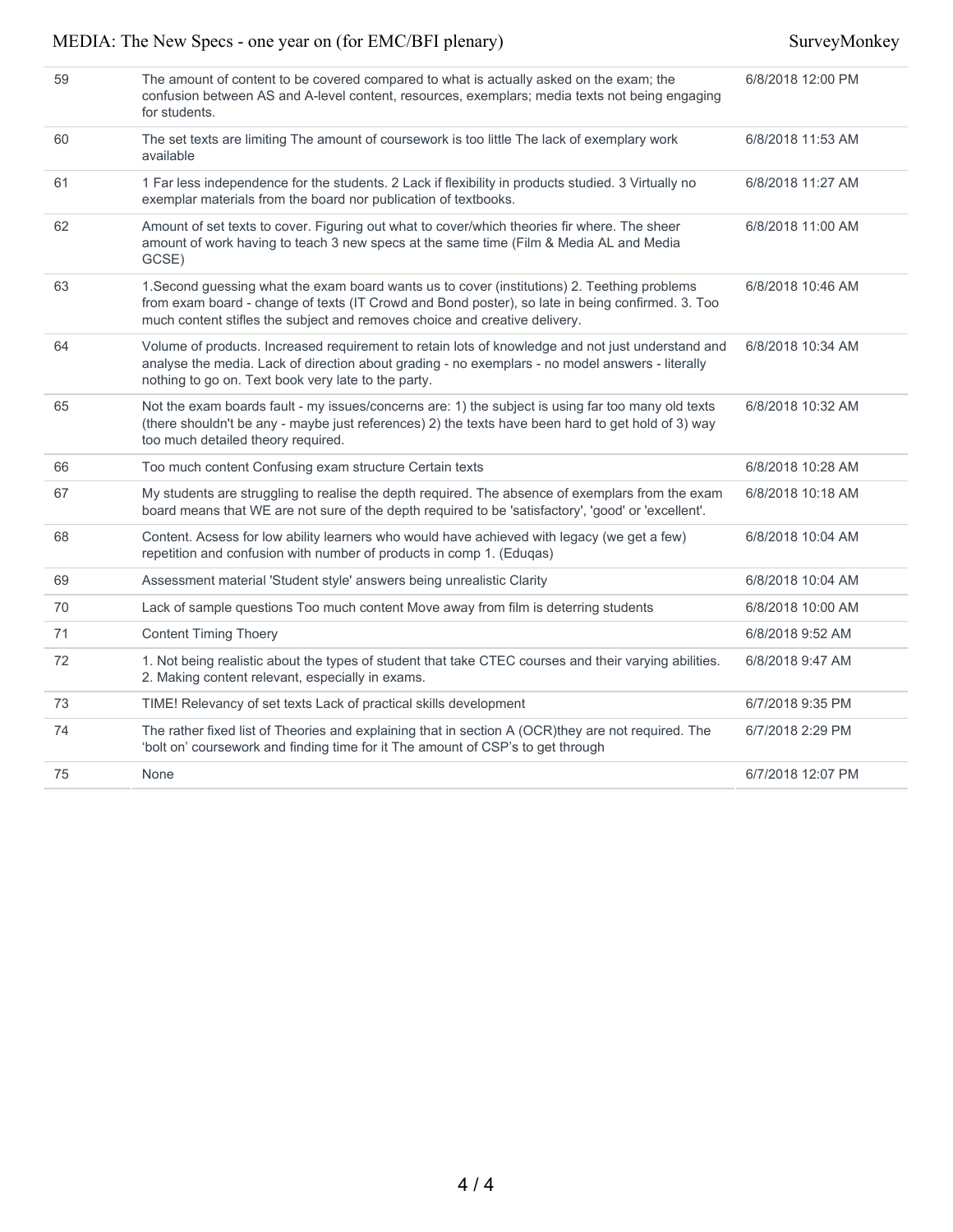| | | |
|---|---|---|
| 59 | The amount of content to be covered compared to what is actually asked on the exam; the confusion between AS and A-level content, resources, exemplars; media texts not being engaging for students. | 6/8/2018 12:00 PM |
| 60 | The set texts are limiting The amount of coursework is too little The lack of exemplary work available | 6/8/2018 11:53 AM |
| 61 | 1 Far less independence for the students. 2 Lack if flexibility in products studied. 3 Virtually no exemplar materials from the board nor publication of textbooks. | 6/8/2018 11:27 AM |
| 62 | Amount of set texts to cover. Figuring out what to cover/which theories fir where. The sheer amount of work having to teach 3 new specs at the same time (Film & Media AL and Media GCSE) | 6/8/2018 11:00 AM |
| 63 | 1.Second guessing what the exam board wants us to cover (institutions) 2. Teething problems from exam board - change of texts (IT Crowd and Bond poster), so late in being confirmed. 3. Too much content stifles the subject and removes choice and creative delivery. | 6/8/2018 10:46 AM |
| 64 | Volume of products. Increased requirement to retain lots of knowledge and not just understand and analyse the media. Lack of direction about grading - no exemplars - no model answers - literally nothing to go on. Text book very late to the party. | 6/8/2018 10:34 AM |
| 65 | Not the exam boards fault - my issues/concerns are: 1) the subject is using far too many old texts (there shouldn't be any - maybe just references) 2) the texts have been hard to get hold of 3) way too much detailed theory required. | 6/8/2018 10:32 AM |
| 66 | Too much content Confusing exam structure Certain texts | 6/8/2018 10:28 AM |
| 67 | My students are struggling to realise the depth required. The absence of exemplars from the exam board means that WE are not sure of the depth required to be 'satisfactory', 'good' or 'excellent'. | 6/8/2018 10:18 AM |
| 68 | Content. Acsess for low ability learners who would have achieved with legacy (we get a few) repetition and confusion with number of products in comp 1. (Eduqas) | 6/8/2018 10:04 AM |
| 69 | Assessment material 'Student style' answers being unrealistic Clarity | 6/8/2018 10:04 AM |
| 70 | Lack of sample questions Too much content Move away from film is deterring students | 6/8/2018 10:00 AM |
| 71 | Content Timing Thoery | 6/8/2018 9:52 AM |
| 72 | 1. Not being realistic about the types of student that take CTEC courses and their varying abilities. 2. Making content relevant, especially in exams. | 6/8/2018 9:47 AM |
| 73 | TIME! Relevancy of set texts Lack of practical skills development | 6/7/2018 9:35 PM |
| 74 | The rather fixed list of Theories and explaining that in section A (OCR)they are not required. The 'bolt on' coursework and finding time for it The amount of CSP's to get through | 6/7/2018 2:29 PM |
| 75 | None | 6/7/2018 12:07 PM |